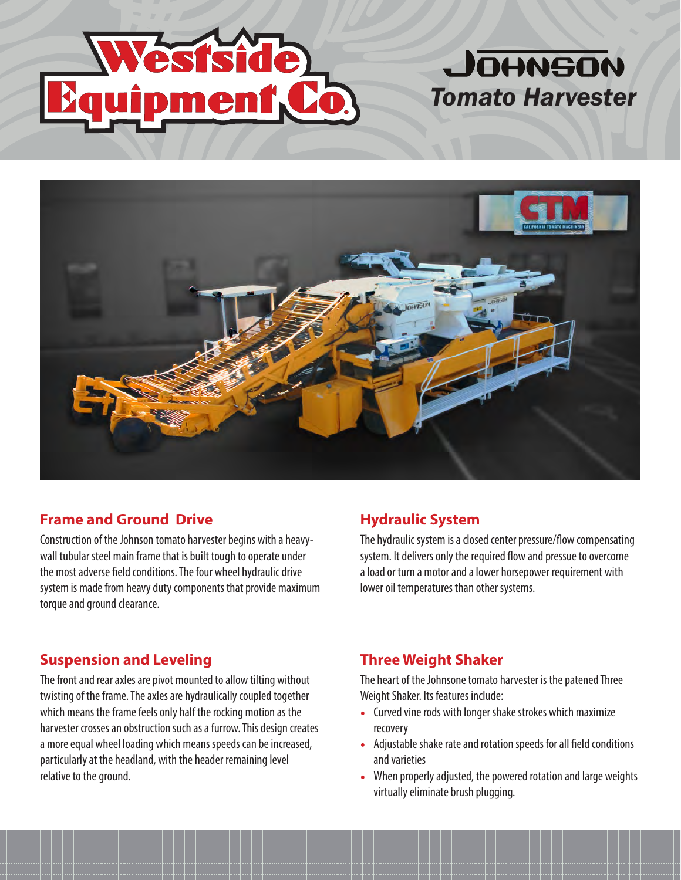Westside Equipment Co.

# Johnson Tomato Harvester

## Frame and Ground Drive

Construction of the Johnson tomato harvester begins with a heavy-wall tubular steel main frame that is built tough to operate under the most adverse field conditions. The four wheel hydraulic drive system is made from heavy duty components that provide maximum torque and ground clearance.

## Hydraulic System

The hydraulic system is a closed center pressure/flow compensating system. It delivers only the required flow and pressue to overcome a load or turn a motor and a lower horsepower requirement with lower oil temperatures than other systems.

## Suspension and Leveling

The front and rear axles are pivot mounted to allow tilting without twisting of the frame. The axles are hydraulically coupled together which means the frame feels only half the rocking motion as the harvester crosses an obstruction such as a furrow. This design creates a more equal wheel loading which means speeds can be increased, particularly at the headland, with the header remaining level relative to the ground.

## Three Weight Shaker

The heart of the Johnsone tomato harvester is the patened Three Weight Shaker. Its features include:

- Curved vine rods with longer shake strokes which maximize recovery
- Adjustable shake rate and rotation speeds for all field conditions and varieties
- When properly adjusted, the powered rotation and large weights virtually eliminate brush plugging.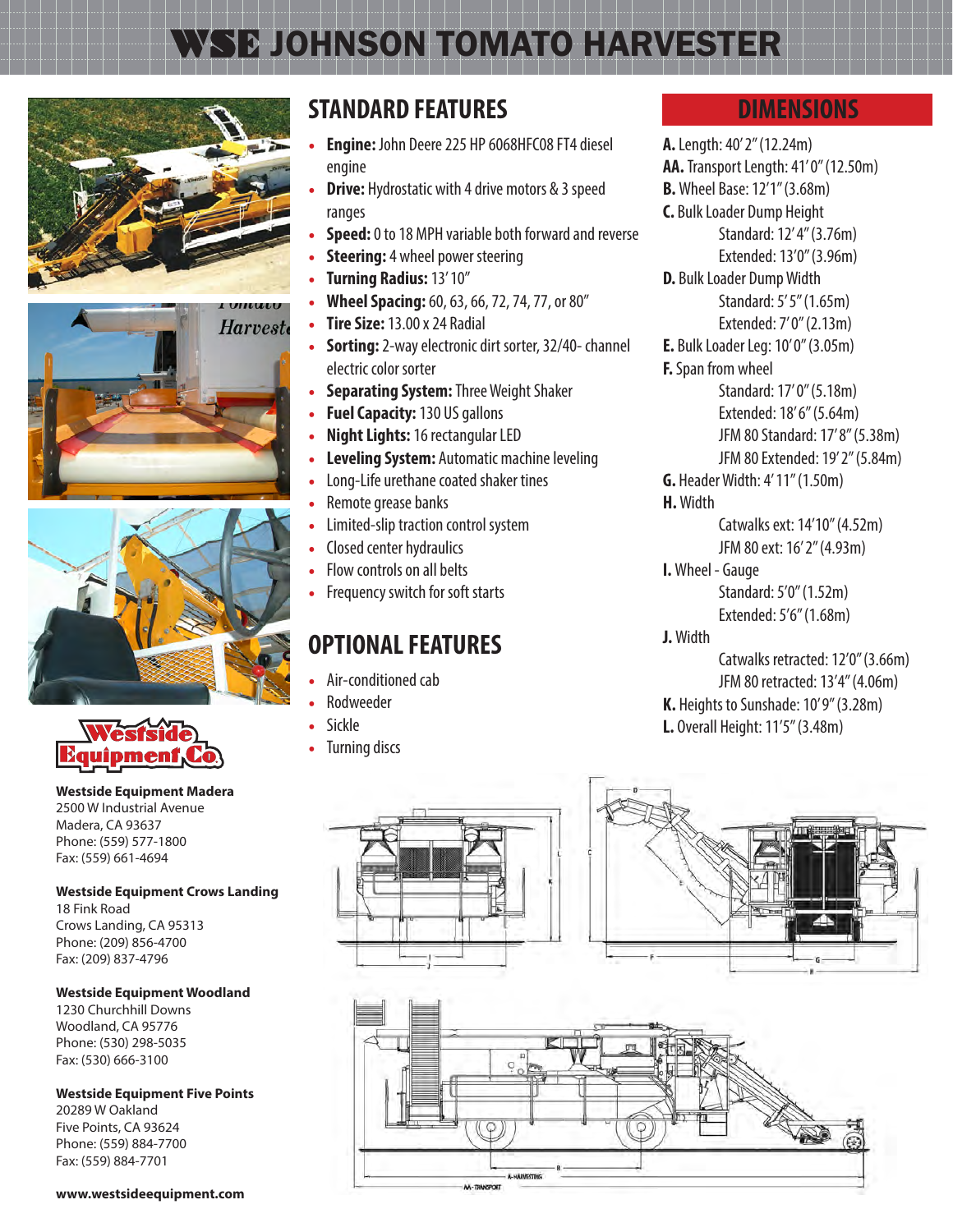# WSE JOHNSON TOMATO HARVESTER

## STANDARD FEATURES

- **Engine:** John Deere 225 HP 6068HFC08 FT4 diesel engine
- **Drive:** Hydrostatic with 4 drive motors & 3 speed ranges
- **Speed:** 0 to 18 MPH variable both forward and reverse
- **Steering:** 4 wheel power steering
- **Turning Radius:** 13' 10"
- **Wheel Spacing:** 60, 63, 66, 72, 74, 77, or 80"
- **Tire Size:** 13.00 x 24 Radial
- **Sorting:** 2-way electronic dirt sorter, 32/40- channel electric color sorter
- **Separating System:** Three Weight Shaker
- **Fuel Capacity:** 130 US gallons
- **Night Lights:** 16 rectangular LED
- **Leveling System:** Automatic machine leveling
- Long-Life urethane coated shaker tines
- Remote grease banks
- Limited-slip traction control system
- Closed center hydraulics
- Flow controls on all belts
- Frequency switch for soft starts

## OPTIONAL FEATURES

- Air-conditioned cab
- Rodweeder
- Sickle
- Turning discs

## DIMENSIONS

**A.** Length: 40' 2" (12.24m)
**AA.** Transport Length: 41' 0" (12.50m)
**B.** Wheel Base: 12'1" (3.68m)
**C.** Bulk Loader Dump Height
 Standard: 12' 4" (3.76m)
 Extended: 13'0" (3.96m)
**D.** Bulk Loader Dump Width
 Standard: 5' 5" (1.65m)
 Extended: 7' 0" (2.13m)
**E.** Bulk Loader Leg: 10' 0" (3.05m)
**F.** Span from wheel
 Standard: 17' 0" (5.18m)
 Extended: 18' 6" (5.64m)
 JFM 80 Standard: 17' 8" (5.38m)
 JFM 80 Extended: 19' 2" (5.84m)
**G.** Header Width: 4' 11" (1.50m)
**H.** Width
 Catwalks ext: 14'10" (4.52m)
 JFM 80 ext: 16' 2" (4.93m)
**I.** Wheel - Gauge
 Standard: 5'0" (1.52m)
 Extended: 5'6" (1.68m)
**J.** Width
 Catwalks retracted: 12'0" (3.66m)
 JFM 80 retracted: 13'4" (4.06m)
**K.** Heights to Sunshade: 10' 9" (3.28m)
**L.** Overall Height: 11'5" (3.48m)

**Westside Equipment Madera**
2500 W Industrial Avenue
Madera, CA 93637
Phone: (559) 577-1800
Fax: (559) 661-4694

**Westside Equipment Crows Landing**
18 Fink Road
Crows Landing, CA 95313
Phone: (209) 856-4700
Fax: (209) 837-4796

**Westside Equipment Woodland**
1230 Churchhill Downs
Woodland, CA 95776
Phone: (530) 298-5035
Fax: (530) 666-3100

**Westside Equipment Five Points**
20289 W Oakland
Five Points, CA 93624
Phone: (559) 884-7700
Fax: (559) 884-7701

**www.westsideequipment.com**